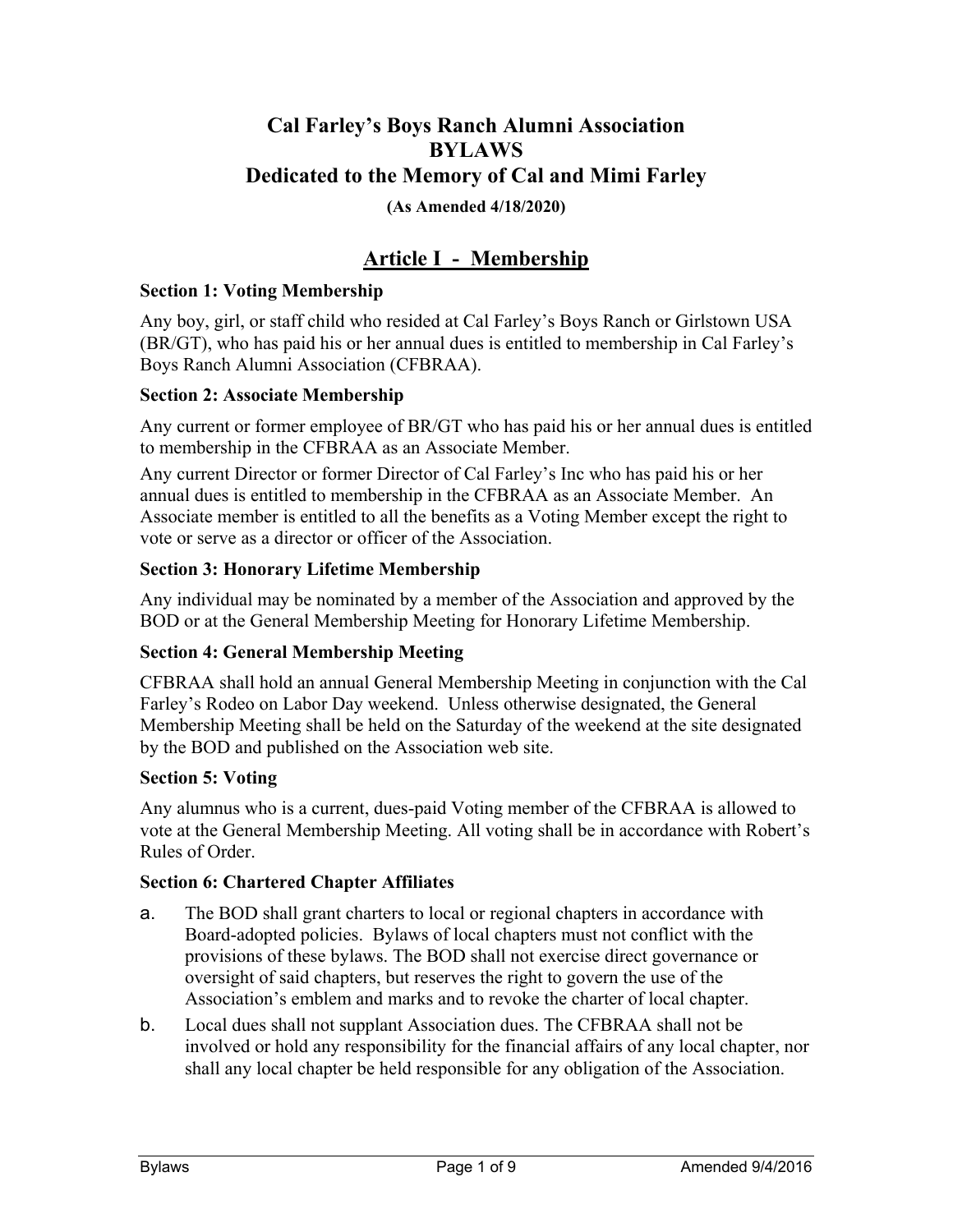# Cal Farley's Boys Ranch Alumni Association
# BYLAWS
# Dedicated to the Memory of Cal and Mimi Farley

**(As Amended 4/18/2020)**

## Article I - Membership

### Section 1: Voting Membership

Any boy, girl, or staff child who resided at Cal Farley's Boys Ranch or Girlstown USA (BR/GT), who has paid his or her annual dues is entitled to membership in Cal Farley's Boys Ranch Alumni Association (CFBRAA).

### Section 2: Associate Membership

Any current or former employee of BR/GT who has paid his or her annual dues is entitled to membership in the CFBRAA as an Associate Member.

Any current Director or former Director of Cal Farley's Inc who has paid his or her annual dues is entitled to membership in the CFBRAA as an Associate Member. An Associate member is entitled to all the benefits as a Voting Member except the right to vote or serve as a director or officer of the Association.

### Section 3: Honorary Lifetime Membership

Any individual may be nominated by a member of the Association and approved by the BOD or at the General Membership Meeting for Honorary Lifetime Membership.

### Section 4: General Membership Meeting

CFBRAA shall hold an annual General Membership Meeting in conjunction with the Cal Farley's Rodeo on Labor Day weekend. Unless otherwise designated, the General Membership Meeting shall be held on the Saturday of the weekend at the site designated by the BOD and published on the Association web site.

### Section 5: Voting

Any alumnus who is a current, dues-paid Voting member of the CFBRAA is allowed to vote at the General Membership Meeting. All voting shall be in accordance with Robert's Rules of Order.

### Section 6: Chartered Chapter Affiliates

a. The BOD shall grant charters to local or regional chapters in accordance with Board-adopted policies. Bylaws of local chapters must not conflict with the provisions of these bylaws. The BOD shall not exercise direct governance or oversight of said chapters, but reserves the right to govern the use of the Association's emblem and marks and to revoke the charter of local chapter.

b. Local dues shall not supplant Association dues. The CFBRAA shall not be involved or hold any responsibility for the financial affairs of any local chapter, nor shall any local chapter be held responsible for any obligation of the Association.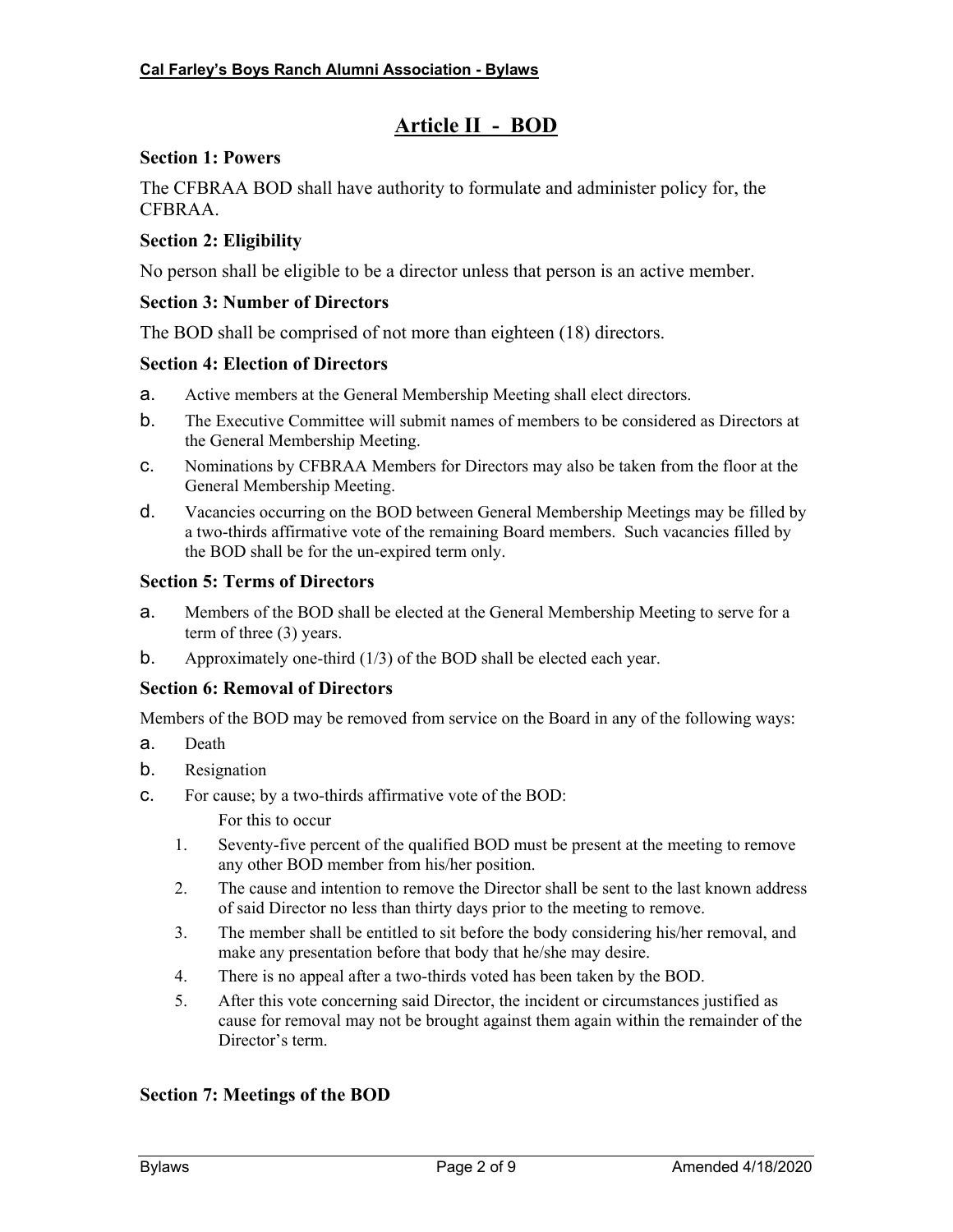# Article II - BOD

### Section 1: Powers

The CFBRAA BOD shall have authority to formulate and administer policy for, the CFBRAA.

### Section 2: Eligibility

No person shall be eligible to be a director unless that person is an active member.

### Section 3: Number of Directors

The BOD shall be comprised of not more than eighteen (18) directors.

### Section 4: Election of Directors

a. Active members at the General Membership Meeting shall elect directors.

b. The Executive Committee will submit names of members to be considered as Directors at the General Membership Meeting.

c. Nominations by CFBRAA Members for Directors may also be taken from the floor at the General Membership Meeting.

d. Vacancies occurring on the BOD between General Membership Meetings may be filled by a two-thirds affirmative vote of the remaining Board members. Such vacancies filled by the BOD shall be for the un-expired term only.

### Section 5: Terms of Directors

a. Members of the BOD shall be elected at the General Membership Meeting to serve for a term of three (3) years.

b. Approximately one-third (1/3) of the BOD shall be elected each year.

### Section 6: Removal of Directors

Members of the BOD may be removed from service on the Board in any of the following ways:

a. Death

b. Resignation

c. For cause; by a two-thirds affirmative vote of the BOD:

   For this to occur

   1. Seventy-five percent of the qualified BOD must be present at the meeting to remove any other BOD member from his/her position.
   2. The cause and intention to remove the Director shall be sent to the last known address of said Director no less than thirty days prior to the meeting to remove.
   3. The member shall be entitled to sit before the body considering his/her removal, and make any presentation before that body that he/she may desire.
   4. There is no appeal after a two-thirds voted has been taken by the BOD.
   5. After this vote concerning said Director, the incident or circumstances justified as cause for removal may not be brought against them again within the remainder of the Director's term.

### Section 7: Meetings of the BOD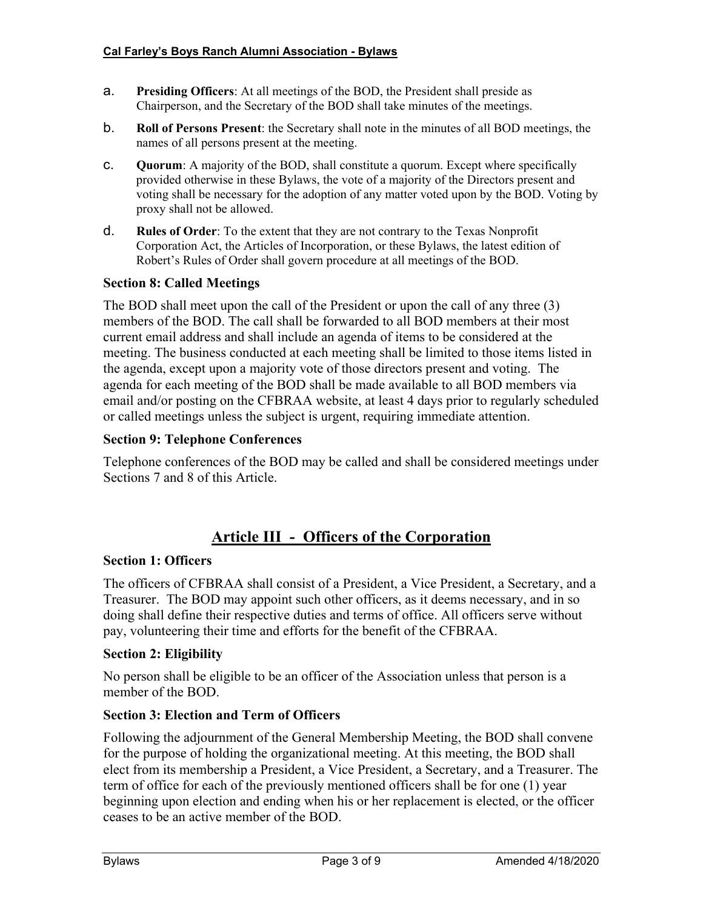a. **Presiding Officers**: At all meetings of the BOD, the President shall preside as Chairperson, and the Secretary of the BOD shall take minutes of the meetings.

b. **Roll of Persons Present**: the Secretary shall note in the minutes of all BOD meetings, the names of all persons present at the meeting.

c. **Quorum**: A majority of the BOD, shall constitute a quorum. Except where specifically provided otherwise in these Bylaws, the vote of a majority of the Directors present and voting shall be necessary for the adoption of any matter voted upon by the BOD. Voting by proxy shall not be allowed.

d. **Rules of Order**: To the extent that they are not contrary to the Texas Nonprofit Corporation Act, the Articles of Incorporation, or these Bylaws, the latest edition of Robert's Rules of Order shall govern procedure at all meetings of the BOD.

### Section 8: Called Meetings

The BOD shall meet upon the call of the President or upon the call of any three (3) members of the BOD. The call shall be forwarded to all BOD members at their most current email address and shall include an agenda of items to be considered at the meeting. The business conducted at each meeting shall be limited to those items listed in the agenda, except upon a majority vote of those directors present and voting. The agenda for each meeting of the BOD shall be made available to all BOD members via email and/or posting on the CFBRAA website, at least 4 days prior to regularly scheduled or called meetings unless the subject is urgent, requiring immediate attention.

### Section 9: Telephone Conferences

Telephone conferences of the BOD may be called and shall be considered meetings under Sections 7 and 8 of this Article.

## Article III - Officers of the Corporation

### Section 1: Officers

The officers of CFBRAA shall consist of a President, a Vice President, a Secretary, and a Treasurer. The BOD may appoint such other officers, as it deems necessary, and in so doing shall define their respective duties and terms of office. All officers serve without pay, volunteering their time and efforts for the benefit of the CFBRAA.

### Section 2: Eligibility

No person shall be eligible to be an officer of the Association unless that person is a member of the BOD.

### Section 3: Election and Term of Officers

Following the adjournment of the General Membership Meeting, the BOD shall convene for the purpose of holding the organizational meeting. At this meeting, the BOD shall elect from its membership a President, a Vice President, a Secretary, and a Treasurer. The term of office for each of the previously mentioned officers shall be for one (1) year beginning upon election and ending when his or her replacement is elected, or the officer ceases to be an active member of the BOD.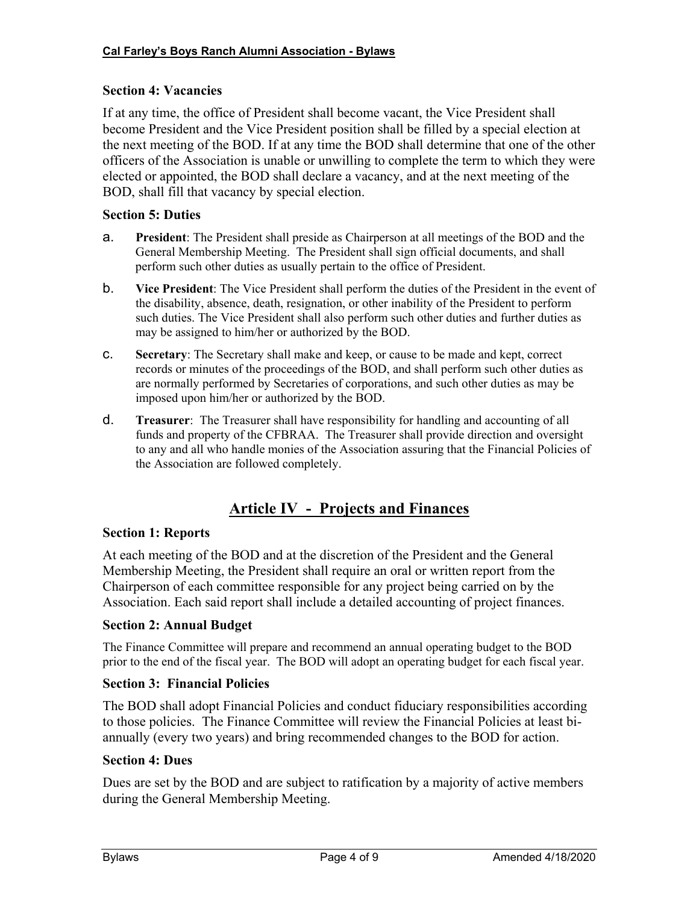### Section 4: Vacancies

If at any time, the office of President shall become vacant, the Vice President shall become President and the Vice President position shall be filled by a special election at the next meeting of the BOD. If at any time the BOD shall determine that one of the other officers of the Association is unable or unwilling to complete the term to which they were elected or appointed, the BOD shall declare a vacancy, and at the next meeting of the BOD, shall fill that vacancy by special election.

### Section 5: Duties

a. **President**: The President shall preside as Chairperson at all meetings of the BOD and the General Membership Meeting. The President shall sign official documents, and shall perform such other duties as usually pertain to the office of President.

b. **Vice President**: The Vice President shall perform the duties of the President in the event of the disability, absence, death, resignation, or other inability of the President to perform such duties. The Vice President shall also perform such other duties and further duties as may be assigned to him/her or authorized by the BOD.

c. **Secretary**: The Secretary shall make and keep, or cause to be made and kept, correct records or minutes of the proceedings of the BOD, and shall perform such other duties as are normally performed by Secretaries of corporations, and such other duties as may be imposed upon him/her or authorized by the BOD.

d. **Treasurer**: The Treasurer shall have responsibility for handling and accounting of all funds and property of the CFBRAA. The Treasurer shall provide direction and oversight to any and all who handle monies of the Association assuring that the Financial Policies of the Association are followed completely.

## Article IV - Projects and Finances

### Section 1: Reports

At each meeting of the BOD and at the discretion of the President and the General Membership Meeting, the President shall require an oral or written report from the Chairperson of each committee responsible for any project being carried on by the Association. Each said report shall include a detailed accounting of project finances.

### Section 2: Annual Budget

The Finance Committee will prepare and recommend an annual operating budget to the BOD prior to the end of the fiscal year. The BOD will adopt an operating budget for each fiscal year.

### Section 3: Financial Policies

The BOD shall adopt Financial Policies and conduct fiduciary responsibilities according to those policies. The Finance Committee will review the Financial Policies at least bi-annually (every two years) and bring recommended changes to the BOD for action.

### Section 4: Dues

Dues are set by the BOD and are subject to ratification by a majority of active members during the General Membership Meeting.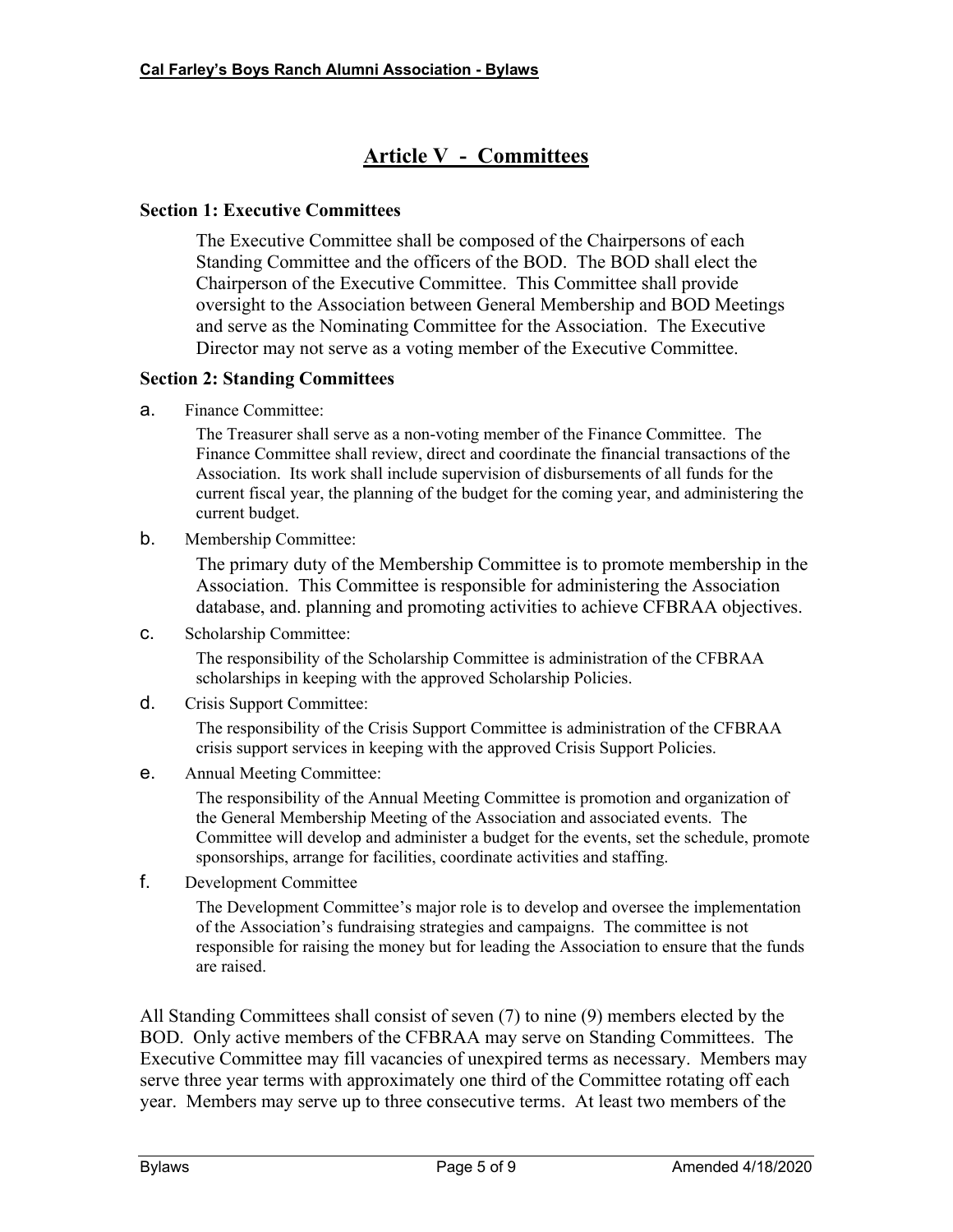# Article V - Committees

### Section 1: Executive Committees

The Executive Committee shall be composed of the Chairpersons of each Standing Committee and the officers of the BOD. The BOD shall elect the Chairperson of the Executive Committee. This Committee shall provide oversight to the Association between General Membership and BOD Meetings and serve as the Nominating Committee for the Association. The Executive Director may not serve as a voting member of the Executive Committee.

### Section 2: Standing Committees

a. Finance Committee:

The Treasurer shall serve as a non-voting member of the Finance Committee. The Finance Committee shall review, direct and coordinate the financial transactions of the Association. Its work shall include supervision of disbursements of all funds for the current fiscal year, the planning of the budget for the coming year, and administering the current budget.

b. Membership Committee:

The primary duty of the Membership Committee is to promote membership in the Association. This Committee is responsible for administering the Association database, and. planning and promoting activities to achieve CFBRAA objectives.

c. Scholarship Committee:

The responsibility of the Scholarship Committee is administration of the CFBRAA scholarships in keeping with the approved Scholarship Policies.

d. Crisis Support Committee:

The responsibility of the Crisis Support Committee is administration of the CFBRAA crisis support services in keeping with the approved Crisis Support Policies.

e. Annual Meeting Committee:

The responsibility of the Annual Meeting Committee is promotion and organization of the General Membership Meeting of the Association and associated events. The Committee will develop and administer a budget for the events, set the schedule, promote sponsorships, arrange for facilities, coordinate activities and staffing.

f. Development Committee

The Development Committee's major role is to develop and oversee the implementation of the Association's fundraising strategies and campaigns. The committee is not responsible for raising the money but for leading the Association to ensure that the funds are raised.

All Standing Committees shall consist of seven (7) to nine (9) members elected by the BOD. Only active members of the CFBRAA may serve on Standing Committees. The Executive Committee may fill vacancies of unexpired terms as necessary. Members may serve three year terms with approximately one third of the Committee rotating off each year. Members may serve up to three consecutive terms. At least two members of the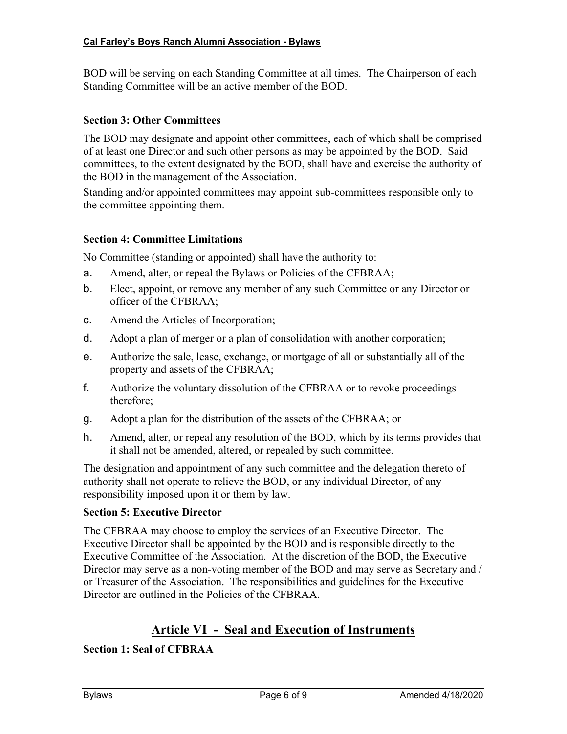BOD will be serving on each Standing Committee at all times. The Chairperson of each Standing Committee will be an active member of the BOD.

### Section 3: Other Committees

The BOD may designate and appoint other committees, each of which shall be comprised of at least one Director and such other persons as may be appointed by the BOD. Said committees, to the extent designated by the BOD, shall have and exercise the authority of the BOD in the management of the Association.

Standing and/or appointed committees may appoint sub-committees responsible only to the committee appointing them.

### Section 4: Committee Limitations

No Committee (standing or appointed) shall have the authority to:

a. Amend, alter, or repeal the Bylaws or Policies of the CFBRAA;

b. Elect, appoint, or remove any member of any such Committee or any Director or officer of the CFBRAA;

c. Amend the Articles of Incorporation;

d. Adopt a plan of merger or a plan of consolidation with another corporation;

e. Authorize the sale, lease, exchange, or mortgage of all or substantially all of the property and assets of the CFBRAA;

f. Authorize the voluntary dissolution of the CFBRAA or to revoke proceedings therefore;

g. Adopt a plan for the distribution of the assets of the CFBRAA; or

h. Amend, alter, or repeal any resolution of the BOD, which by its terms provides that it shall not be amended, altered, or repealed by such committee.

The designation and appointment of any such committee and the delegation thereto of authority shall not operate to relieve the BOD, or any individual Director, of any responsibility imposed upon it or them by law.

### Section 5: Executive Director

The CFBRAA may choose to employ the services of an Executive Director. The Executive Director shall be appointed by the BOD and is responsible directly to the Executive Committee of the Association. At the discretion of the BOD, the Executive Director may serve as a non-voting member of the BOD and may serve as Secretary and / or Treasurer of the Association. The responsibilities and guidelines for the Executive Director are outlined in the Policies of the CFBRAA.

## Article VI - Seal and Execution of Instruments

### Section 1: Seal of CFBRAA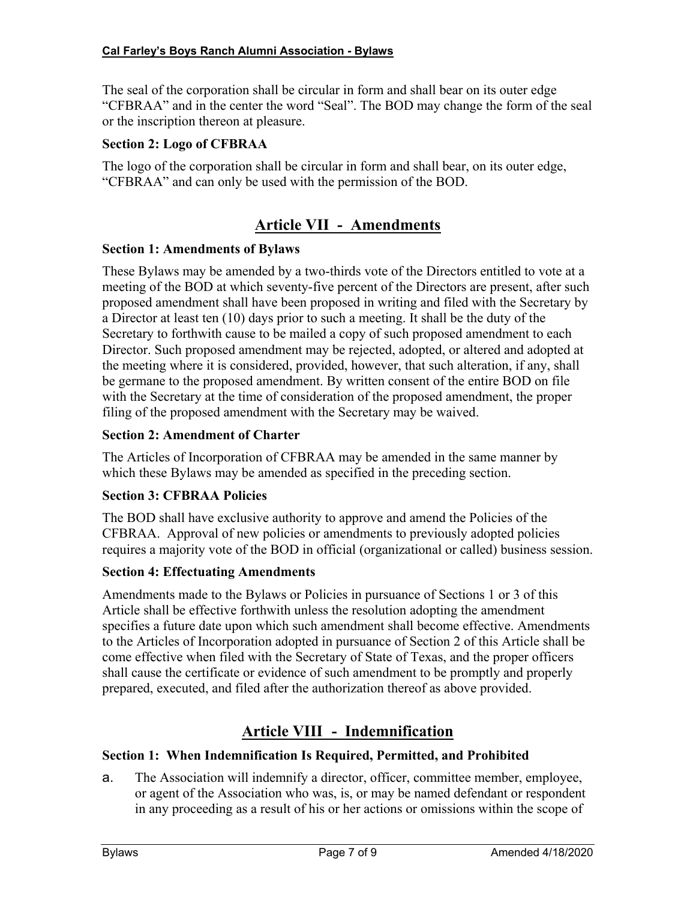The seal of the corporation shall be circular in form and shall bear on its outer edge "CFBRAA" and in the center the word "Seal". The BOD may change the form of the seal or the inscription thereon at pleasure.

### Section 2: Logo of CFBRAA

The logo of the corporation shall be circular in form and shall bear, on its outer edge, "CFBRAA" and can only be used with the permission of the BOD.

## Article VII - Amendments

### Section 1: Amendments of Bylaws

These Bylaws may be amended by a two-thirds vote of the Directors entitled to vote at a meeting of the BOD at which seventy-five percent of the Directors are present, after such proposed amendment shall have been proposed in writing and filed with the Secretary by a Director at least ten (10) days prior to such a meeting. It shall be the duty of the Secretary to forthwith cause to be mailed a copy of such proposed amendment to each Director. Such proposed amendment may be rejected, adopted, or altered and adopted at the meeting where it is considered, provided, however, that such alteration, if any, shall be germane to the proposed amendment. By written consent of the entire BOD on file with the Secretary at the time of consideration of the proposed amendment, the proper filing of the proposed amendment with the Secretary may be waived.

### Section 2: Amendment of Charter

The Articles of Incorporation of CFBRAA may be amended in the same manner by which these Bylaws may be amended as specified in the preceding section.

### Section 3: CFBRAA Policies

The BOD shall have exclusive authority to approve and amend the Policies of the CFBRAA. Approval of new policies or amendments to previously adopted policies requires a majority vote of the BOD in official (organizational or called) business session.

### Section 4: Effectuating Amendments

Amendments made to the Bylaws or Policies in pursuance of Sections 1 or 3 of this Article shall be effective forthwith unless the resolution adopting the amendment specifies a future date upon which such amendment shall become effective. Amendments to the Articles of Incorporation adopted in pursuance of Section 2 of this Article shall be come effective when filed with the Secretary of State of Texas, and the proper officers shall cause the certificate or evidence of such amendment to be promptly and properly prepared, executed, and filed after the authorization thereof as above provided.

## Article VIII - Indemnification

### Section 1: When Indemnification Is Required, Permitted, and Prohibited

a. The Association will indemnify a director, officer, committee member, employee, or agent of the Association who was, is, or may be named defendant or respondent in any proceeding as a result of his or her actions or omissions within the scope of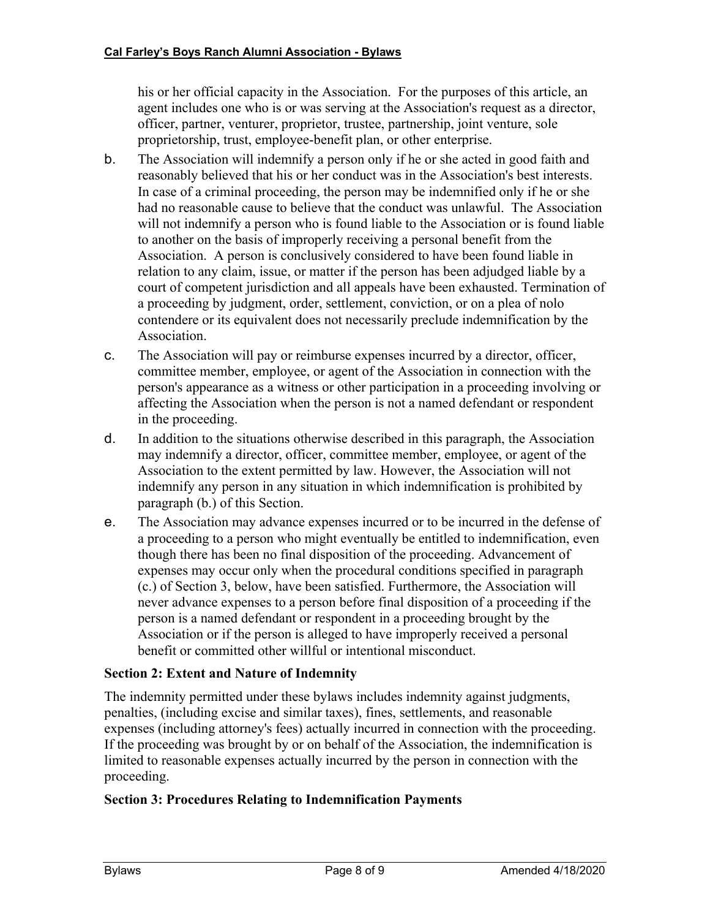his or her official capacity in the Association. For the purposes of this article, an agent includes one who is or was serving at the Association's request as a director, officer, partner, venturer, proprietor, trustee, partnership, joint venture, sole proprietorship, trust, employee-benefit plan, or other enterprise.

b. The Association will indemnify a person only if he or she acted in good faith and reasonably believed that his or her conduct was in the Association's best interests. In case of a criminal proceeding, the person may be indemnified only if he or she had no reasonable cause to believe that the conduct was unlawful. The Association will not indemnify a person who is found liable to the Association or is found liable to another on the basis of improperly receiving a personal benefit from the Association. A person is conclusively considered to have been found liable in relation to any claim, issue, or matter if the person has been adjudged liable by a court of competent jurisdiction and all appeals have been exhausted. Termination of a proceeding by judgment, order, settlement, conviction, or on a plea of nolo contendere or its equivalent does not necessarily preclude indemnification by the Association.

c. The Association will pay or reimburse expenses incurred by a director, officer, committee member, employee, or agent of the Association in connection with the person's appearance as a witness or other participation in a proceeding involving or affecting the Association when the person is not a named defendant or respondent in the proceeding.

d. In addition to the situations otherwise described in this paragraph, the Association may indemnify a director, officer, committee member, employee, or agent of the Association to the extent permitted by law. However, the Association will not indemnify any person in any situation in which indemnification is prohibited by paragraph (b.) of this Section.

e. The Association may advance expenses incurred or to be incurred in the defense of a proceeding to a person who might eventually be entitled to indemnification, even though there has been no final disposition of the proceeding. Advancement of expenses may occur only when the procedural conditions specified in paragraph (c.) of Section 3, below, have been satisfied. Furthermore, the Association will never advance expenses to a person before final disposition of a proceeding if the person is a named defendant or respondent in a proceeding brought by the Association or if the person is alleged to have improperly received a personal benefit or committed other willful or intentional misconduct.

### Section 2: Extent and Nature of Indemnity

The indemnity permitted under these bylaws includes indemnity against judgments, penalties, (including excise and similar taxes), fines, settlements, and reasonable expenses (including attorney's fees) actually incurred in connection with the proceeding. If the proceeding was brought by or on behalf of the Association, the indemnification is limited to reasonable expenses actually incurred by the person in connection with the proceeding.

### Section 3: Procedures Relating to Indemnification Payments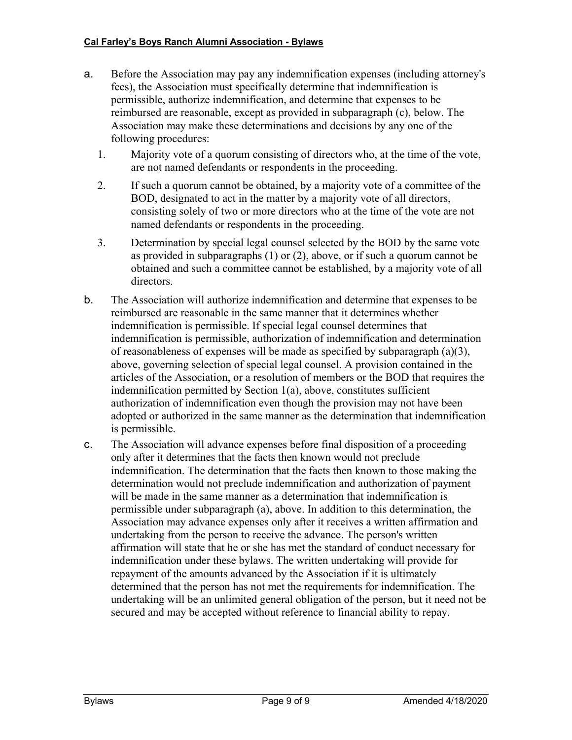a. Before the Association may pay any indemnification expenses (including attorney's fees), the Association must specifically determine that indemnification is permissible, authorize indemnification, and determine that expenses to be reimbursed are reasonable, except as provided in subparagraph (c), below. The Association may make these determinations and decisions by any one of the following procedures:

   1. Majority vote of a quorum consisting of directors who, at the time of the vote, are not named defendants or respondents in the proceeding.

   2. If such a quorum cannot be obtained, by a majority vote of a committee of the BOD, designated to act in the matter by a majority vote of all directors, consisting solely of two or more directors who at the time of the vote are not named defendants or respondents in the proceeding.

   3. Determination by special legal counsel selected by the BOD by the same vote as provided in subparagraphs (1) or (2), above, or if such a quorum cannot be obtained and such a committee cannot be established, by a majority vote of all directors.

b. The Association will authorize indemnification and determine that expenses to be reimbursed are reasonable in the same manner that it determines whether indemnification is permissible. If special legal counsel determines that indemnification is permissible, authorization of indemnification and determination of reasonableness of expenses will be made as specified by subparagraph (a)(3), above, governing selection of special legal counsel. A provision contained in the articles of the Association, or a resolution of members or the BOD that requires the indemnification permitted by Section 1(a), above, constitutes sufficient authorization of indemnification even though the provision may not have been adopted or authorized in the same manner as the determination that indemnification is permissible.

c. The Association will advance expenses before final disposition of a proceeding only after it determines that the facts then known would not preclude indemnification. The determination that the facts then known to those making the determination would not preclude indemnification and authorization of payment will be made in the same manner as a determination that indemnification is permissible under subparagraph (a), above. In addition to this determination, the Association may advance expenses only after it receives a written affirmation and undertaking from the person to receive the advance. The person's written affirmation will state that he or she has met the standard of conduct necessary for indemnification under these bylaws. The written undertaking will provide for repayment of the amounts advanced by the Association if it is ultimately determined that the person has not met the requirements for indemnification. The undertaking will be an unlimited general obligation of the person, but it need not be secured and may be accepted without reference to financial ability to repay.